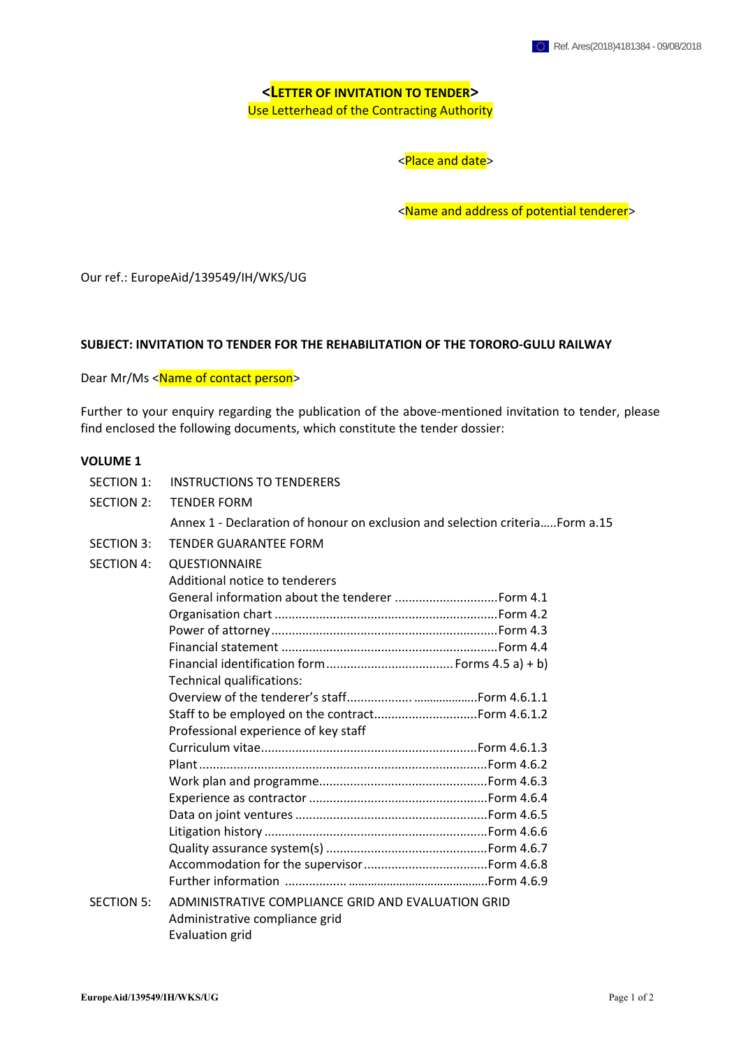Ref. Ares(2018)4181384 - 09/08/2018

**<LETTER OF INVITATION TO TENDER>**

Use Letterhead of the Contracting Authority

<Place and date>

<Name and address of potential tenderer>

Our ref.: EuropeAid/139549/IH/WKS/UG

**SUBJECT: INVITATION TO TENDER FOR THE REHABILITATION OF THE TORORO-GULU RAILWAY**

Dear Mr/Ms <Name of contact person>

Further to your enquiry regarding the publication of the above-mentioned invitation to tender, please find enclosed the following documents, which constitute the tender dossier:

**VOLUME 1**

SECTION 1: INSTRUCTIONS TO TENDERERS

SECTION 2: TENDER FORM

- Annex 1 - Declaration of honour on exclusion and selection criteria.....Form a.15

SECTION 3: TENDER GUARANTEE FORM

SECTION 4: QUESTIONNAIRE

- Additional notice to tenderers
- General information about the tenderer ..............................Form 4.1
- Organisation chart ................................................................Form 4.2
- Power of attorney .................................................................Form 4.3
- Financial statement ..............................................................Form 4.4
- Financial identification form .................................... Forms 4.5 a) + b)
- Technical qualifications:
  - Overview of the tenderer's staff................... ..................Form 4.6.1.1
  - Staff to be employed on the contract.............................Form 4.6.1.2
  - Professional experience of key staff
  - Curriculum vitae..............................................................Form 4.6.1.3
  - Plant ...................................................................................Form 4.6.2
  - Work plan and programme................................................Form 4.6.3
  - Experience as contractor ...................................................Form 4.6.4
  - Data on joint ventures .......................................................Form 4.6.5
  - Litigation history ................................................................Form 4.6.6
  - Quality assurance system(s) ..............................................Form 4.6.7
  - Accommodation for the supervisor...................................Form 4.6.8
  - Further information ................. ..........................................Form 4.6.9

SECTION 5: ADMINISTRATIVE COMPLIANCE GRID AND EVALUATION GRID

- Administrative compliance grid
- Evaluation grid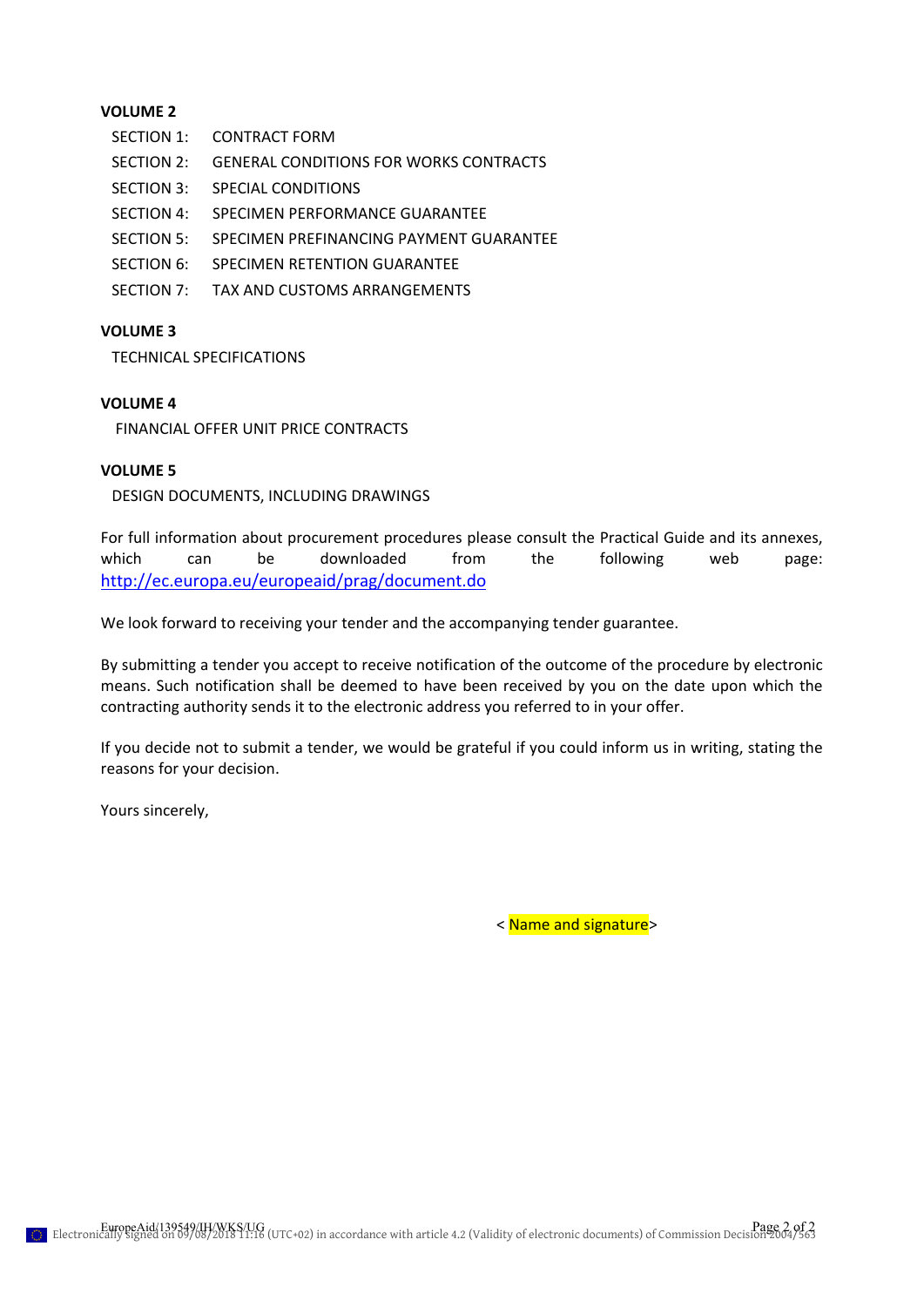**VOLUME 2**

SECTION 1: CONTRACT FORM

SECTION 2: GENERAL CONDITIONS FOR WORKS CONTRACTS

SECTION 3: SPECIAL CONDITIONS

SECTION 4: SPECIMEN PERFORMANCE GUARANTEE

SECTION 5: SPECIMEN PREFINANCING PAYMENT GUARANTEE

SECTION 6: SPECIMEN RETENTION GUARANTEE

SECTION 7: TAX AND CUSTOMS ARRANGEMENTS

**VOLUME 3**

TECHNICAL SPECIFICATIONS

**VOLUME 4**

FINANCIAL OFFER UNIT PRICE CONTRACTS

**VOLUME 5**

DESIGN DOCUMENTS, INCLUDING DRAWINGS

For full information about procurement procedures please consult the Practical Guide and its annexes, which can be downloaded from the following web page: http://ec.europa.eu/europeaid/prag/document.do

We look forward to receiving your tender and the accompanying tender guarantee.

By submitting a tender you accept to receive notification of the outcome of the procedure by electronic means. Such notification shall be deemed to have been received by you on the date upon which the contracting authority sends it to the electronic address you referred to in your offer.

If you decide not to submit a tender, we would be grateful if you could inform us in writing, stating the reasons for your decision.

Yours sincerely,

< Name and signature>